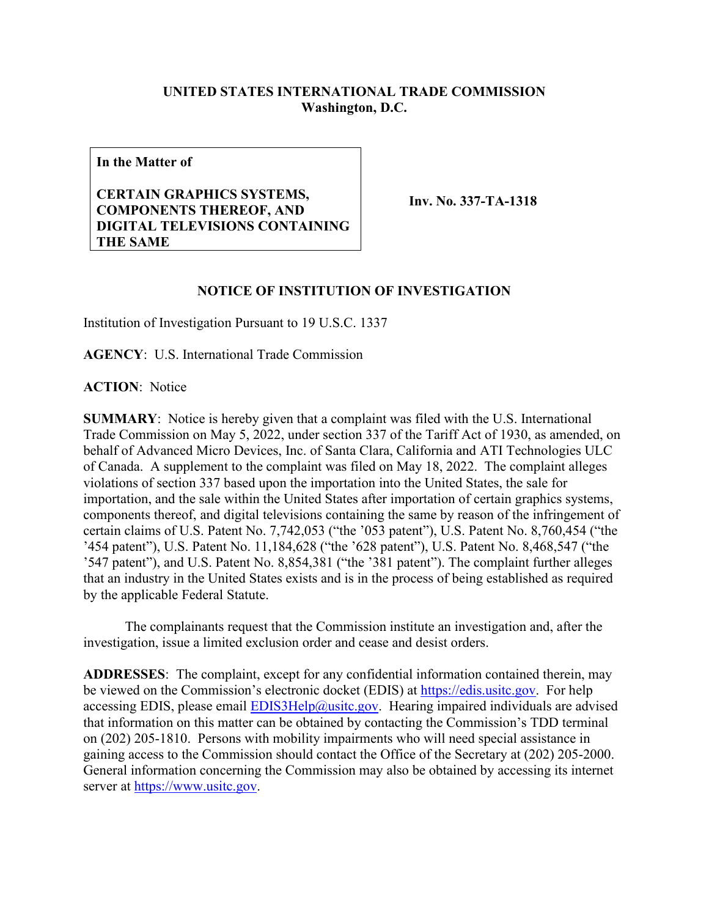**UNITED STATES INTERNATIONAL TRADE COMMISSION**
**Washington, D.C.**

| **In the Matter of** **CERTAIN GRAPHICS SYSTEMS, COMPONENTS THEREOF, AND DIGITAL TELEVISIONS CONTAINING THE SAME** | **Inv. No. 337-TA-1318** |
|---|---|

**NOTICE OF INSTITUTION OF INVESTIGATION**

Institution of Investigation Pursuant to 19 U.S.C. 1337

**AGENCY**: U.S. International Trade Commission

**ACTION**: Notice

**SUMMARY**: Notice is hereby given that a complaint was filed with the U.S. International Trade Commission on May 5, 2022, under section 337 of the Tariff Act of 1930, as amended, on behalf of Advanced Micro Devices, Inc. of Santa Clara, California and ATI Technologies ULC of Canada. A supplement to the complaint was filed on May 18, 2022. The complaint alleges violations of section 337 based upon the importation into the United States, the sale for importation, and the sale within the United States after importation of certain graphics systems, components thereof, and digital televisions containing the same by reason of the infringement of certain claims of U.S. Patent No. 7,742,053 ("the '053 patent"), U.S. Patent No. 8,760,454 ("the '454 patent"), U.S. Patent No. 11,184,628 ("the '628 patent"), U.S. Patent No. 8,468,547 ("the '547 patent"), and U.S. Patent No. 8,854,381 ("the '381 patent"). The complaint further alleges that an industry in the United States exists and is in the process of being established as required by the applicable Federal Statute.

The complainants request that the Commission institute an investigation and, after the investigation, issue a limited exclusion order and cease and desist orders.

**ADDRESSES**: The complaint, except for any confidential information contained therein, may be viewed on the Commission's electronic docket (EDIS) at https://edis.usitc.gov. For help accessing EDIS, please email EDIS3Help@usitc.gov. Hearing impaired individuals are advised that information on this matter can be obtained by contacting the Commission's TDD terminal on (202) 205-1810. Persons with mobility impairments who will need special assistance in gaining access to the Commission should contact the Office of the Secretary at (202) 205-2000. General information concerning the Commission may also be obtained by accessing its internet server at https://www.usitc.gov.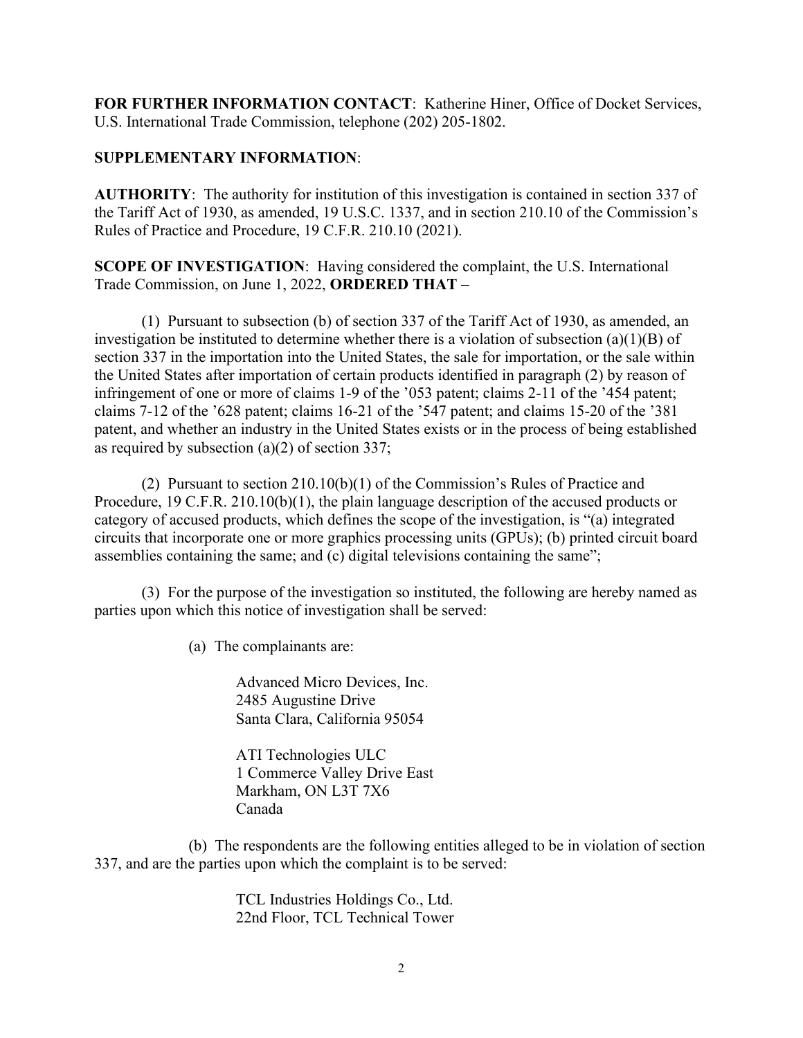**FOR FURTHER INFORMATION CONTACT**: Katherine Hiner, Office of Docket Services, U.S. International Trade Commission, telephone (202) 205-1802.

**SUPPLEMENTARY INFORMATION**:

**AUTHORITY**: The authority for institution of this investigation is contained in section 337 of the Tariff Act of 1930, as amended, 19 U.S.C. 1337, and in section 210.10 of the Commission's Rules of Practice and Procedure, 19 C.F.R. 210.10 (2021).

**SCOPE OF INVESTIGATION**: Having considered the complaint, the U.S. International Trade Commission, on June 1, 2022, **ORDERED THAT** –

(1) Pursuant to subsection (b) of section 337 of the Tariff Act of 1930, as amended, an investigation be instituted to determine whether there is a violation of subsection (a)(1)(B) of section 337 in the importation into the United States, the sale for importation, or the sale within the United States after importation of certain products identified in paragraph (2) by reason of infringement of one or more of claims 1-9 of the '053 patent; claims 2-11 of the '454 patent; claims 7-12 of the '628 patent; claims 16-21 of the '547 patent; and claims 15-20 of the '381 patent, and whether an industry in the United States exists or in the process of being established as required by subsection (a)(2) of section 337;

(2) Pursuant to section 210.10(b)(1) of the Commission's Rules of Practice and Procedure, 19 C.F.R. 210.10(b)(1), the plain language description of the accused products or category of accused products, which defines the scope of the investigation, is "(a) integrated circuits that incorporate one or more graphics processing units (GPUs); (b) printed circuit board assemblies containing the same; and (c) digital televisions containing the same";

(3) For the purpose of the investigation so instituted, the following are hereby named as parties upon which this notice of investigation shall be served:

(a) The complainants are:

Advanced Micro Devices, Inc.
2485 Augustine Drive
Santa Clara, California 95054

ATI Technologies ULC
1 Commerce Valley Drive East
Markham, ON L3T 7X6
Canada

(b) The respondents are the following entities alleged to be in violation of section 337, and are the parties upon which the complaint is to be served:

TCL Industries Holdings Co., Ltd.
22nd Floor, TCL Technical Tower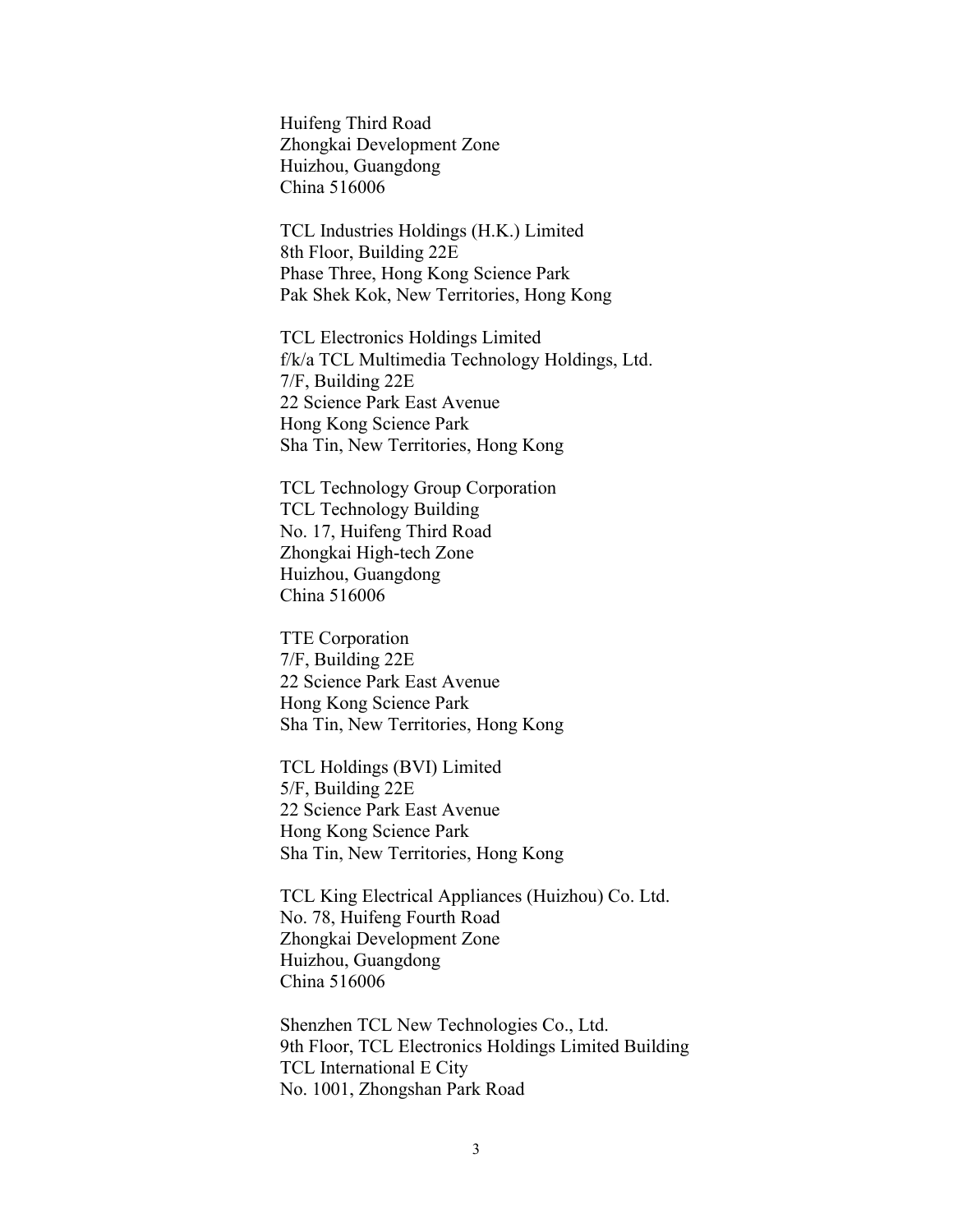Huifeng Third Road
Zhongkai Development Zone
Huizhou, Guangdong
China 516006

TCL Industries Holdings (H.K.) Limited
8th Floor, Building 22E
Phase Three, Hong Kong Science Park
Pak Shek Kok, New Territories, Hong Kong

TCL Electronics Holdings Limited
f/k/a TCL Multimedia Technology Holdings, Ltd.
7/F, Building 22E
22 Science Park East Avenue
Hong Kong Science Park
Sha Tin, New Territories, Hong Kong

TCL Technology Group Corporation
TCL Technology Building
No. 17, Huifeng Third Road
Zhongkai High-tech Zone
Huizhou, Guangdong
China 516006

TTE Corporation
7/F, Building 22E
22 Science Park East Avenue
Hong Kong Science Park
Sha Tin, New Territories, Hong Kong

TCL Holdings (BVI) Limited
5/F, Building 22E
22 Science Park East Avenue
Hong Kong Science Park
Sha Tin, New Territories, Hong Kong

TCL King Electrical Appliances (Huizhou) Co. Ltd.
No. 78, Huifeng Fourth Road
Zhongkai Development Zone
Huizhou, Guangdong
China 516006

Shenzhen TCL New Technologies Co., Ltd.
9th Floor, TCL Electronics Holdings Limited Building
TCL International E City
No. 1001, Zhongshan Park Road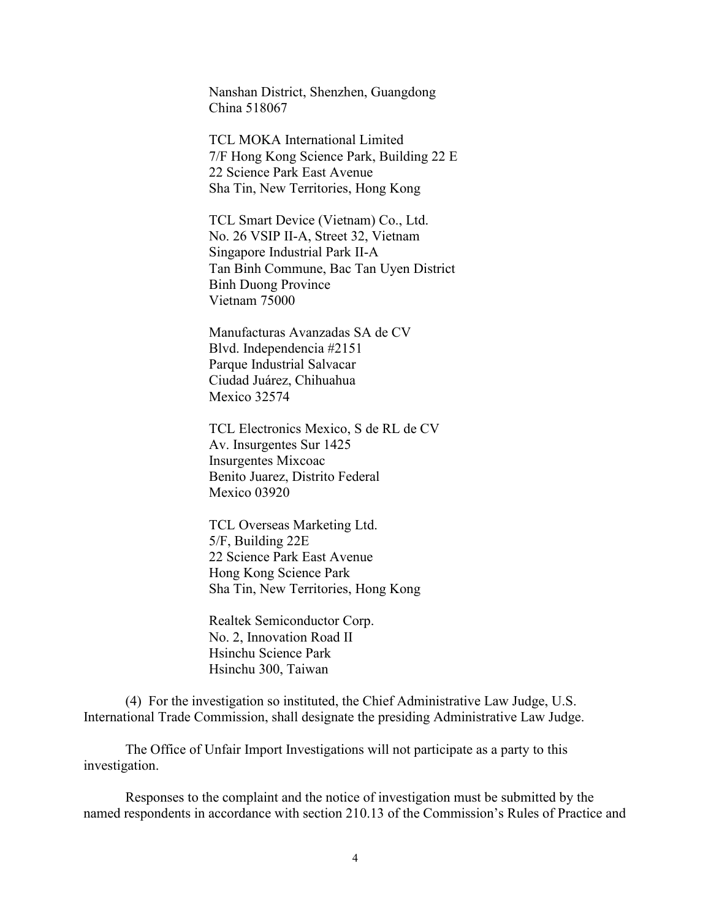Nanshan District, Shenzhen, Guangdong
China 518067

TCL MOKA International Limited
7/F Hong Kong Science Park, Building 22 E
22 Science Park East Avenue
Sha Tin, New Territories, Hong Kong

TCL Smart Device (Vietnam) Co., Ltd.
No. 26 VSIP II-A, Street 32, Vietnam
Singapore Industrial Park II-A
Tan Binh Commune, Bac Tan Uyen District
Binh Duong Province
Vietnam 75000

Manufacturas Avanzadas SA de CV
Blvd. Independencia #2151
Parque Industrial Salvacar
Ciudad Juárez, Chihuahua
Mexico 32574

TCL Electronics Mexico, S de RL de CV
Av. Insurgentes Sur 1425
Insurgentes Mixcoac
Benito Juarez, Distrito Federal
Mexico 03920

TCL Overseas Marketing Ltd.
5/F, Building 22E
22 Science Park East Avenue
Hong Kong Science Park
Sha Tin, New Territories, Hong Kong

Realtek Semiconductor Corp.
No. 2, Innovation Road II
Hsinchu Science Park
Hsinchu 300, Taiwan

(4) For the investigation so instituted, the Chief Administrative Law Judge, U.S. International Trade Commission, shall designate the presiding Administrative Law Judge.

The Office of Unfair Import Investigations will not participate as a party to this investigation.

Responses to the complaint and the notice of investigation must be submitted by the named respondents in accordance with section 210.13 of the Commission's Rules of Practice and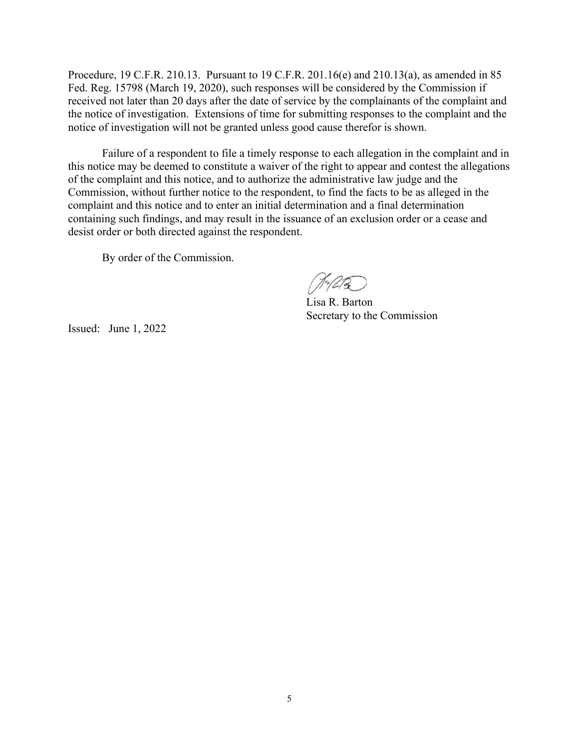Procedure, 19 C.F.R. 210.13. Pursuant to 19 C.F.R. 201.16(e) and 210.13(a), as amended in 85 Fed. Reg. 15798 (March 19, 2020), such responses will be considered by the Commission if received not later than 20 days after the date of service by the complainants of the complaint and the notice of investigation. Extensions of time for submitting responses to the complaint and the notice of investigation will not be granted unless good cause therefor is shown.

Failure of a respondent to file a timely response to each allegation in the complaint and in this notice may be deemed to constitute a waiver of the right to appear and contest the allegations of the complaint and this notice, and to authorize the administrative law judge and the Commission, without further notice to the respondent, to find the facts to be as alleged in the complaint and this notice and to enter an initial determination and a final determination containing such findings, and may result in the issuance of an exclusion order or a cease and desist order or both directed against the respondent.

By order of the Commission.

Lisa R. Barton
Secretary to the Commission

Issued: June 1, 2022